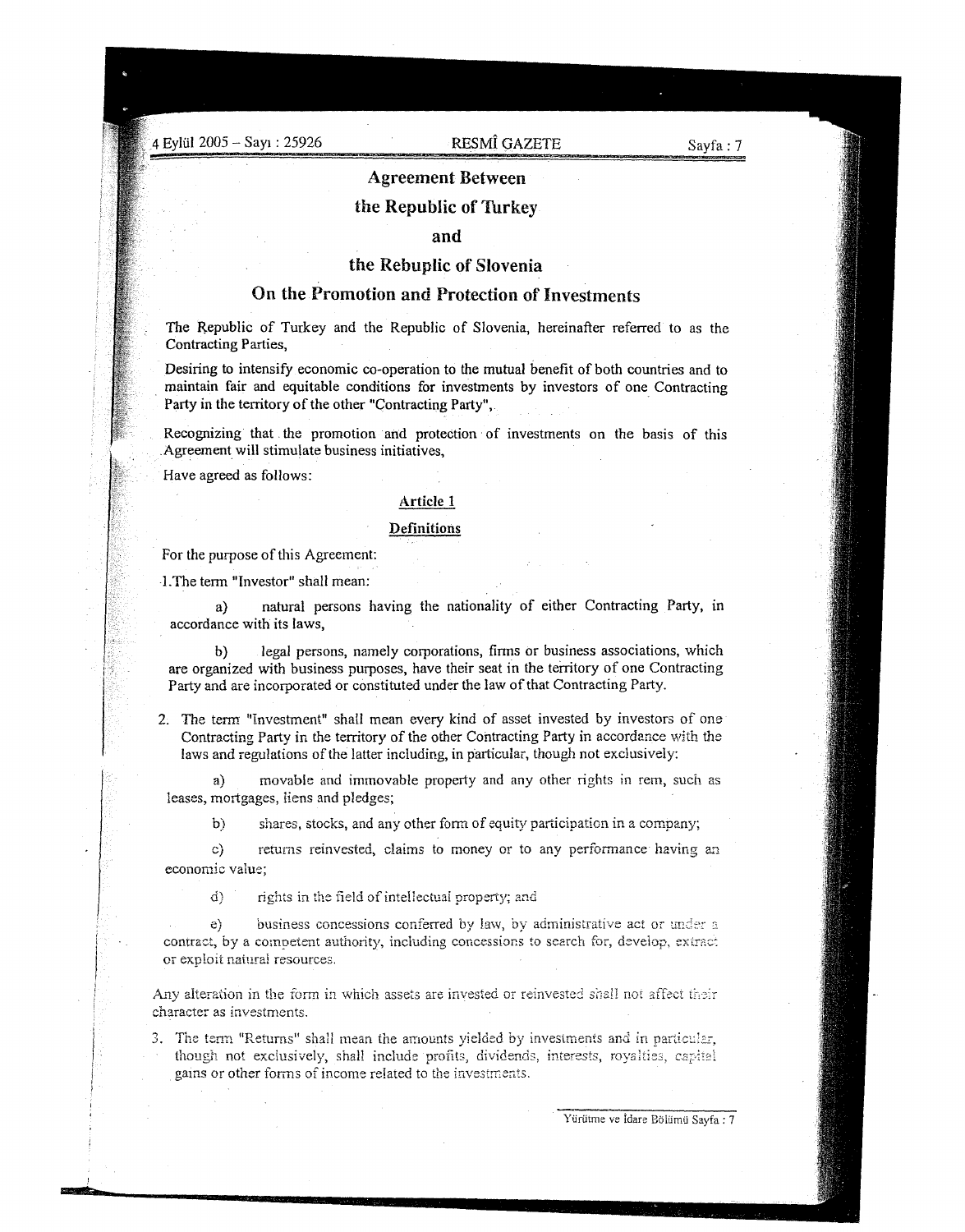# Agreement Between

# the Republic of Turkey

# and

# the Rebuplic of Slovenia

# On the Promotion and Protection of Investments

The Republic of Turkey and the Republic of Slovenia, hereinafter referred to as the Contracting Parties,

Desiring to intensify economic co-operation to the mutual benefit of both countries and to maintain fair and equitable conditions for investments by investors of one Contracting Party in the territory of the other "Contracting Party",

Recognizing that the promotion and protection of investments on the basis of this Agreement will stimulate business initiatives,

Have agreed as follows:

## Article 1

## Definitions

For the purpose of this Agreement:

1. The term "Investor" shall mean:

   a) natural persons having the nationality of either Contracting Party, in accordance with its laws,

   b) legal persons, namely corporations, firms or business associations, which are organized with business purposes, have their seat in the territory of one Contracting Party and are incorporated or constituted under the law of that Contracting Party.

2. The term "Investment" shall mean every kind of asset invested by investors of one Contracting Party in the territory of the other Contracting Party in accordance with the laws and regulations of the latter including, in particular, though not exclusively:

   a) movable and immovable property and any other rights in rem, such as leases, mortgages, liens and pledges;

   b) shares, stocks, and any other form of equity participation in a company;

   c) returns reinvested, claims to money or to any performance having an economic value;

   d) rights in the field of intellectual property; and

   e) business concessions conferred by law, by administrative act or under a contract, by a competent authority, including concessions to search for, develop, extract or exploit natural resources.

Any alteration in the form in which assets are invested or reinvested shall not affect their character as investments.

3. The term "Returns" shall mean the amounts yielded by investments and in particular, though not exclusively, shall include profits, dividends, interests, royalties, capital gains or other forms of income related to the investments.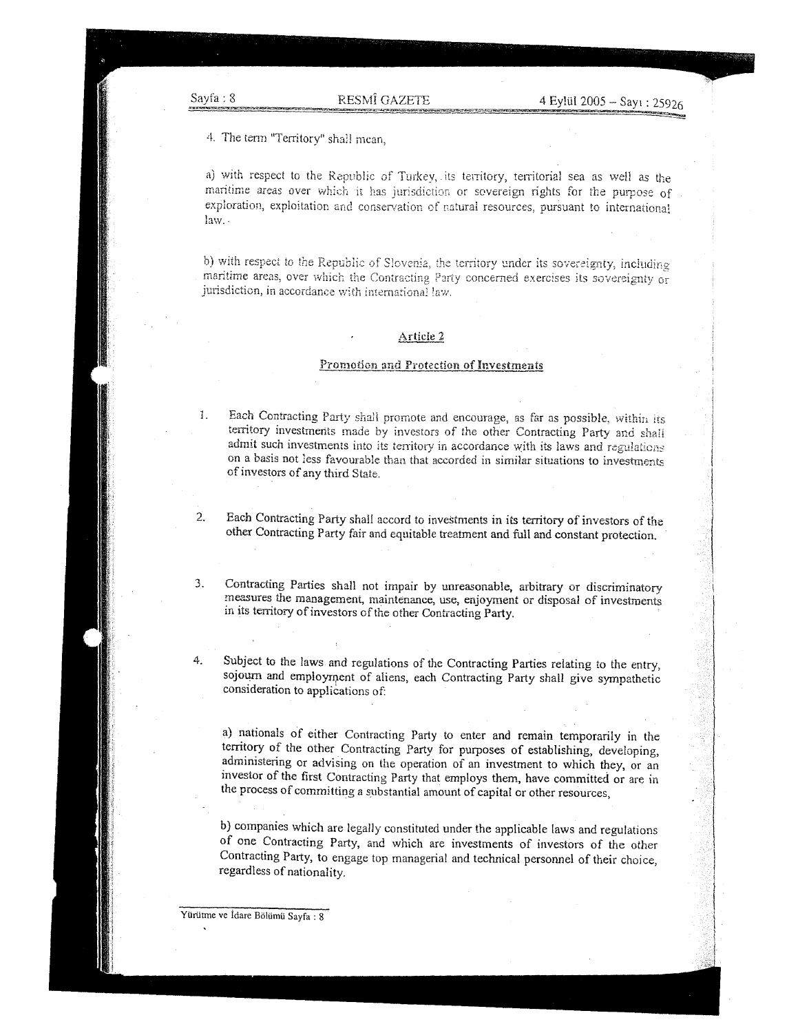4. The term "Territory" shall mean,

a) with respect to the Republic of Turkey, its territory, territorial sea as well as the maritime areas over which it has jurisdiction or sovereign rights for the purpose of exploration, exploitation and conservation of natural resources, pursuant to international law.

b) with respect to the Republic of Slovenia, the territory under its sovereignty, including maritime areas, over which the Contracting Party concerned exercises its sovereignty or jurisdiction, in accordance with international law.

## Article 2

## Promotion and Protection of Investments

1. Each Contracting Party shall promote and encourage, as far as possible, within its territory investments made by investors of the other Contracting Party and shall admit such investments into its territory in accordance with its laws and regulations on a basis not less favourable than that accorded in similar situations to investments of investors of any third State.

2. Each Contracting Party shall accord to investments in its territory of investors of the other Contracting Party fair and equitable treatment and full and constant protection.

3. Contracting Parties shall not impair by unreasonable, arbitrary or discriminatory measures the management, maintenance, use, enjoyment or disposal of investments in its territory of investors of the other Contracting Party.

4. Subject to the laws and regulations of the Contracting Parties relating to the entry, sojourn and employment of aliens, each Contracting Party shall give sympathetic consideration to applications of:

   a) nationals of either Contracting Party to enter and remain temporarily in the territory of the other Contracting Party for purposes of establishing, developing, administering or advising on the operation of an investment to which they, or an investor of the first Contracting Party that employs them, have committed or are in the process of committing a substantial amount of capital or other resources,

   b) companies which are legally constituted under the applicable laws and regulations of one Contracting Party, and which are investments of investors of the other Contracting Party, to engage top managerial and technical personnel of their choice, regardless of nationality.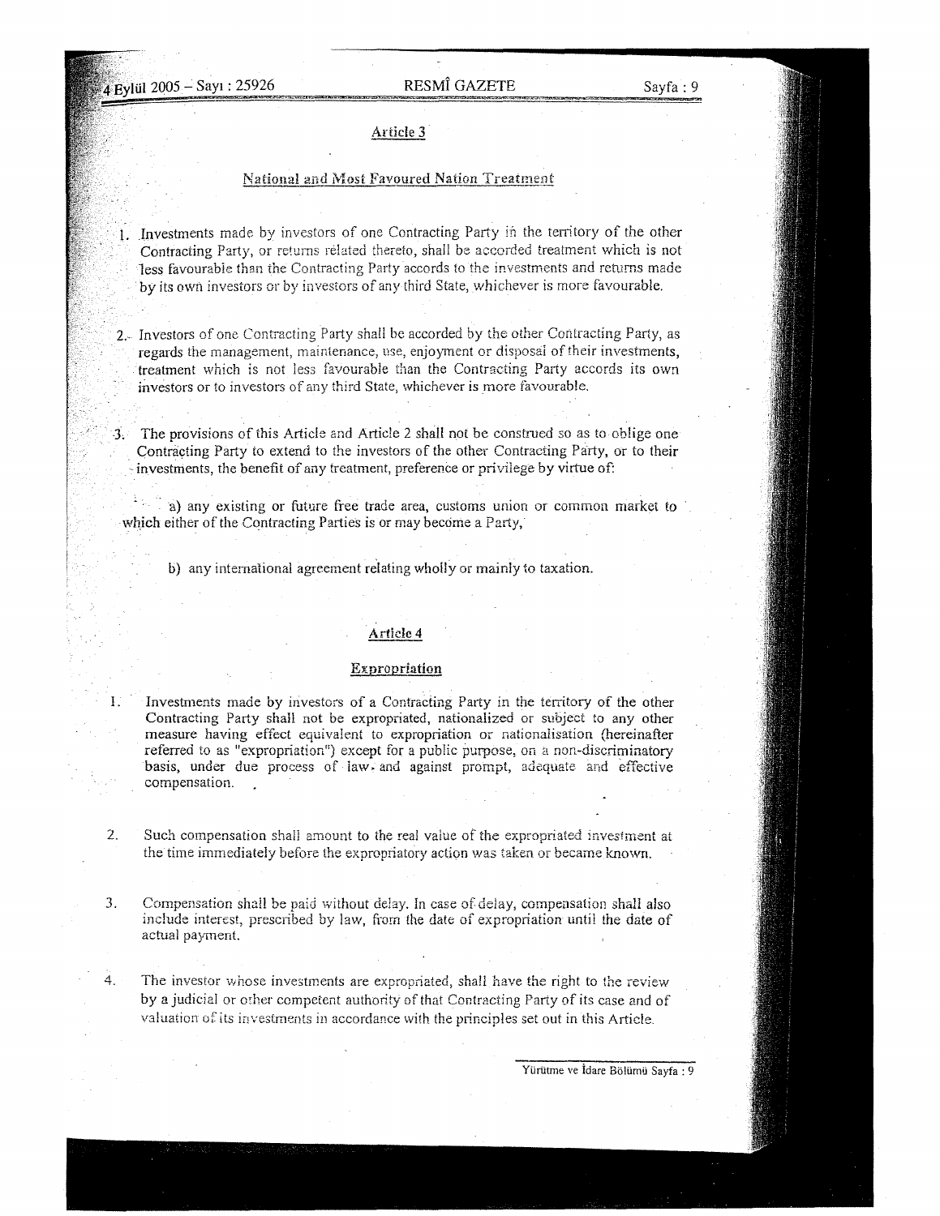## Article 3

### National and Most Favoured Nation Treatment

1. Investments made by investors of one Contracting Party in the territory of the other Contracting Party, or returns related thereto, shall be accorded treatment which is not less favourable than the Contracting Party accords to the investments and returns made by its own investors or by investors of any third State, whichever is more favourable.

2. Investors of one Contracting Party shall be accorded by the other Contracting Party, as regards the management, maintenance, use, enjoyment or disposal of their investments, treatment which is not less favourable than the Contracting Party accords its own investors or to investors of any third State, whichever is more favourable.

3. The provisions of this Article and Article 2 shall not be construed so as to oblige one Contracting Party to extend to the investors of the other Contracting Party, or to their investments, the benefit of any treatment, preference or privilege by virtue of:

   a) any existing or future free trade area, customs union or common market to which either of the Contracting Parties is or may become a Party,

   b) any international agreement relating wholly or mainly to taxation.

## Article 4

### Expropriation

1. Investments made by investors of a Contracting Party in the territory of the other Contracting Party shall not be expropriated, nationalized or subject to any other measure having effect equivalent to expropriation or nationalisation (hereinafter referred to as "expropriation") except for a public purpose, on a non-discriminatory basis, under due process of law and against prompt, adequate and effective compensation.

2. Such compensation shall amount to the real value of the expropriated investment at the time immediately before the expropriatory action was taken or became known.

3. Compensation shall be paid without delay. In case of delay, compensation shall also include interest, prescribed by law, from the date of expropriation until the date of actual payment.

4. The investor whose investments are expropriated, shall have the right to the review by a judicial or other competent authority of that Contracting Party of its case and of valuation of its investments in accordance with the principles set out in this Article.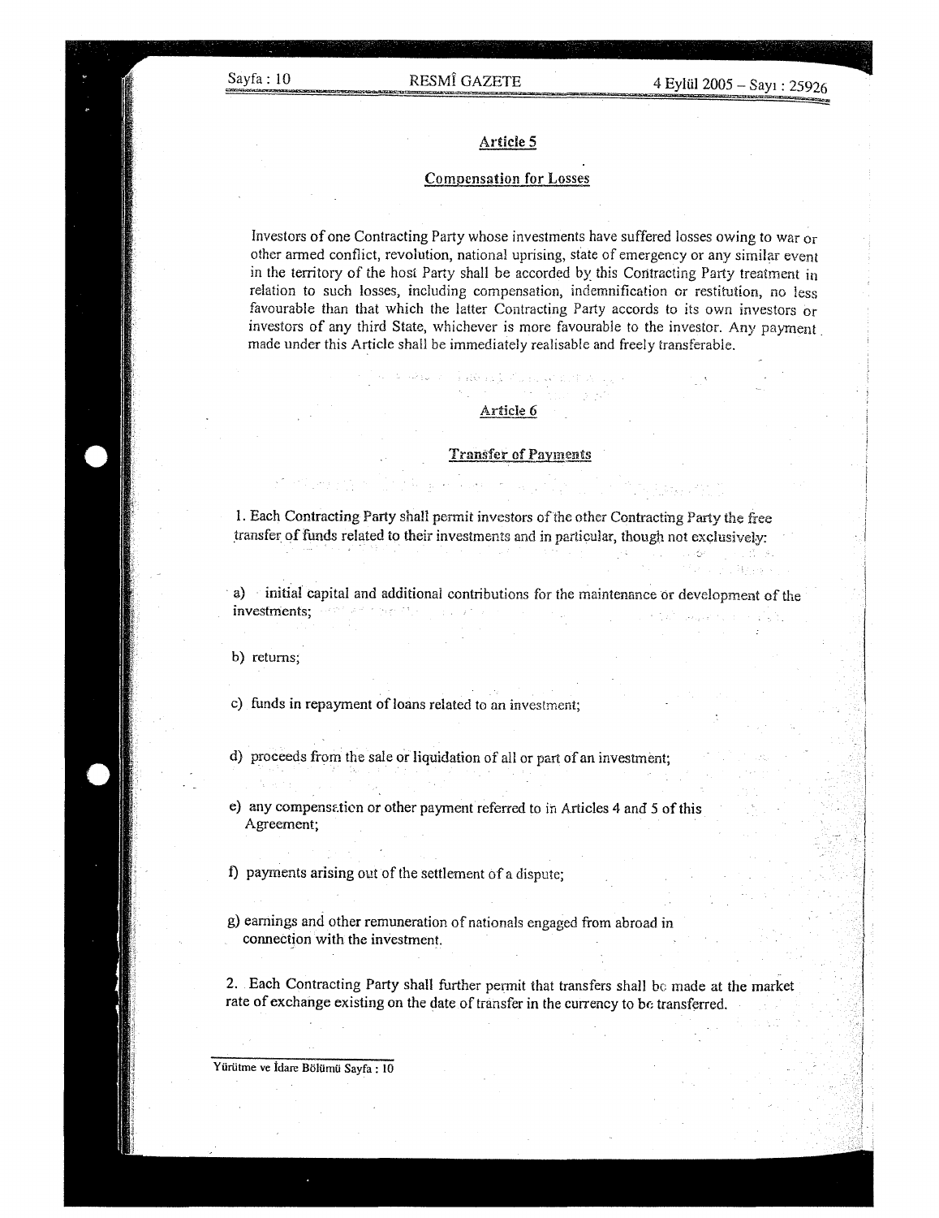## Article 5

### Compensation for Losses

Investors of one Contracting Party whose investments have suffered losses owing to war or other armed conflict, revolution, national uprising, state of emergency or any similar event in the territory of the host Party shall be accorded by this Contracting Party treatment in relation to such losses, including compensation, indemnification or restitution, no less favourable than that which the latter Contracting Party accords to its own investors or investors of any third State, whichever is more favourable to the investor. Any payment made under this Article shall be immediately realisable and freely transferable.

## Article 6

### Transfer of Payments

1. Each Contracting Party shall permit investors of the other Contracting Party the free transfer of funds related to their investments and in particular, though not exclusively:

a) initial capital and additional contributions for the maintenance or development of the investments;

b) returns;

c) funds in repayment of loans related to an investment;

d) proceeds from the sale or liquidation of all or part of an investment;

e) any compensation or other payment referred to in Articles 4 and 5 of this Agreement;

f) payments arising out of the settlement of a dispute;

g) earnings and other remuneration of nationals engaged from abroad in connection with the investment.

2. Each Contracting Party shall further permit that transfers shall be made at the market rate of exchange existing on the date of transfer in the currency to be transferred.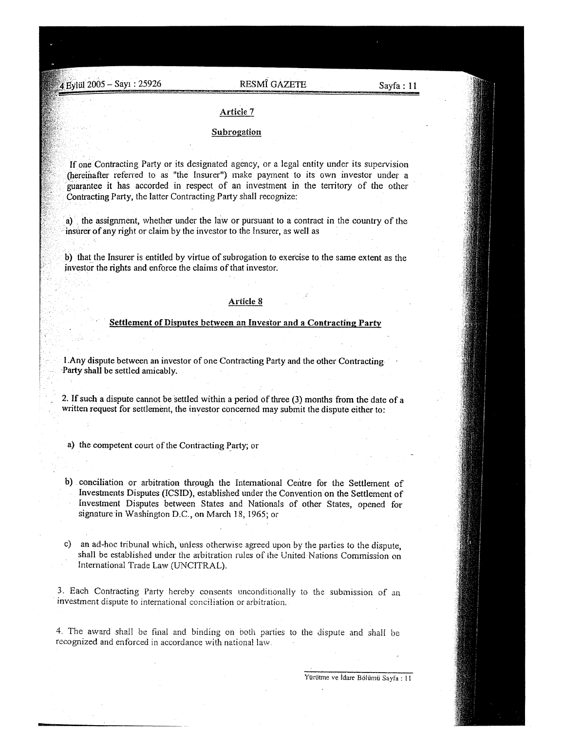## Article 7

### Subrogation

If one Contracting Party or its designated agency, or a legal entity under its supervision (hereinafter referred to as "the Insurer") make payment to its own investor under a guarantee it has accorded in respect of an investment in the territory of the other Contracting Party, the latter Contracting Party shall recognize:

a) the assignment, whether under the law or pursuant to a contract in the country of the insurer of any right or claim by the investor to the Insurer, as well as

b) that the Insurer is entitled by virtue of subrogation to exercise to the same extent as the investor the rights and enforce the claims of that investor.

## Article 8

### Settlement of Disputes between an Investor and a Contracting Party

1. Any dispute between an investor of one Contracting Party and the other Contracting Party shall be settled amicably.

2. If such a dispute cannot be settled within a period of three (3) months from the date of a written request for settlement, the investor concerned may submit the dispute either to:

a) the competent court of the Contracting Party; or

b) conciliation or arbitration through the International Centre for the Settlement of Investments Disputes (ICSID), established under the Convention on the Settlement of Investment Disputes between States and Nationals of other States, opened for signature in Washington D.C., on March 18, 1965; or

c) an ad-hoc tribunal which, unless otherwise agreed upon by the parties to the dispute, shall be established under the arbitration rules of the United Nations Commission on International Trade Law (UNCITRAL).

3. Each Contracting Party hereby consents unconditionally to the submission of an investment dispute to international conciliation or arbitration.

4. The award shall be final and binding on both parties to the dispute and shall be recognized and enforced in accordance with national law.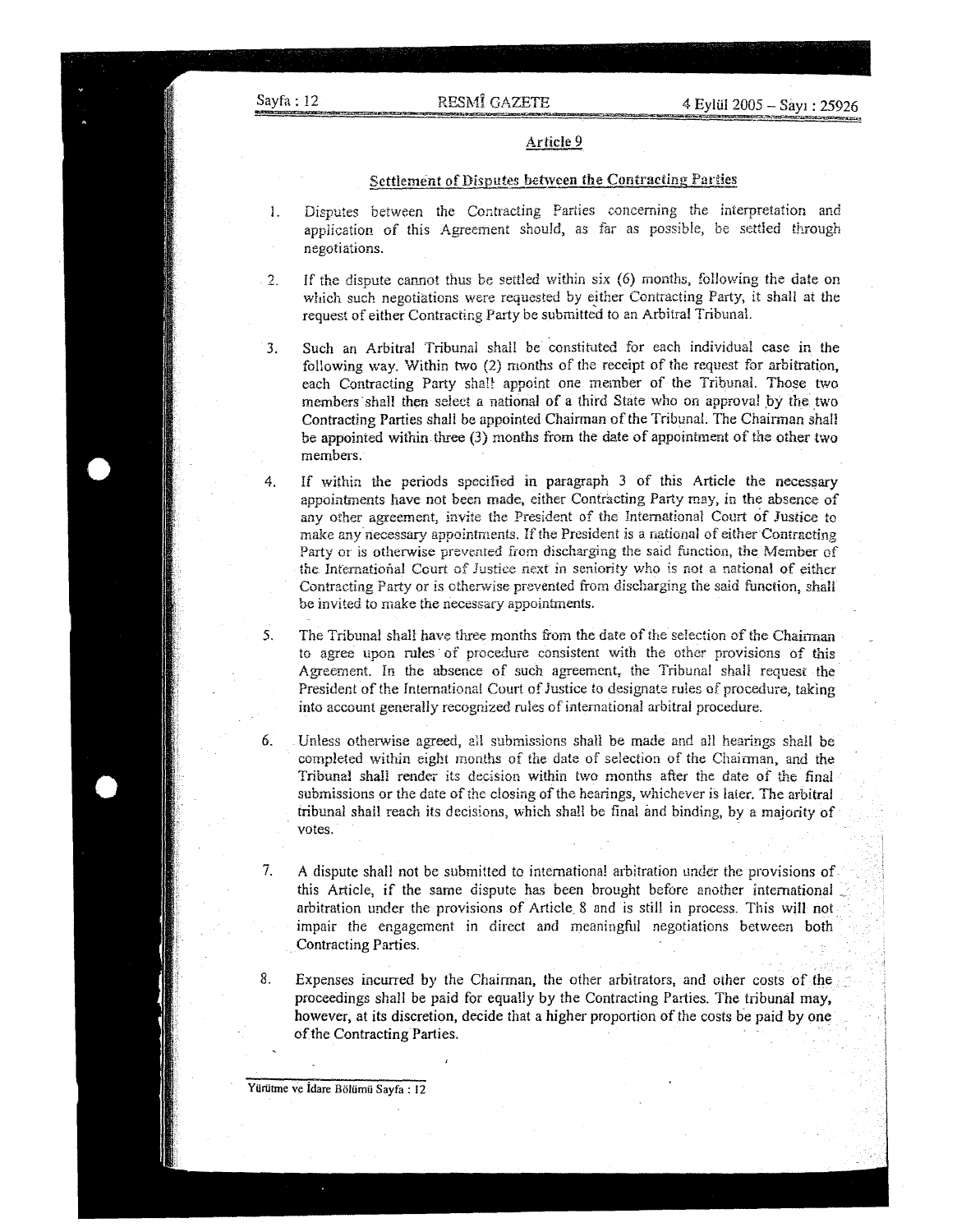## Article 9

### Settlement of Disputes between the Contracting Parties

1. Disputes between the Contracting Parties concerning the interpretation and application of this Agreement should, as far as possible, be settled through negotiations.

2. If the dispute cannot thus be settled within six (6) months, following the date on which such negotiations were requested by either Contracting Party, it shall at the request of either Contracting Party be submitted to an Arbitral Tribunal.

3. Such an Arbitral Tribunal shall be constituted for each individual case in the following way. Within two (2) months of the receipt of the request for arbitration, each Contracting Party shall appoint one member of the Tribunal. Those two members shall then select a national of a third State who on approval by the two Contracting Parties shall be appointed Chairman of the Tribunal. The Chairman shall be appointed within three (3) months from the date of appointment of the other two members.

4. If within the periods specified in paragraph 3 of this Article the necessary appointments have not been made, either Contracting Party may, in the absence of any other agreement, invite the President of the International Court of Justice to make any necessary appointments. If the President is a national of either Contracting Party or is otherwise prevented from discharging the said function, the Member of the International Court of Justice next in seniority who is not a national of either Contracting Party or is otherwise prevented from discharging the said function, shall be invited to make the necessary appointments.

5. The Tribunal shall have three months from the date of the selection of the Chairman to agree upon rules of procedure consistent with the other provisions of this Agreement. In the absence of such agreement, the Tribunal shall request the President of the International Court of Justice to designate rules of procedure, taking into account generally recognized rules of international arbitral procedure.

6. Unless otherwise agreed, all submissions shall be made and all hearings shall be completed within eight months of the date of selection of the Chairman, and the Tribunal shall render its decision within two months after the date of the final submissions or the date of the closing of the hearings, whichever is later. The arbitral tribunal shall reach its decisions, which shall be final and binding, by a majority of votes.

7. A dispute shall not be submitted to international arbitration under the provisions of this Article, if the same dispute has been brought before another international arbitration under the provisions of Article 8 and is still in process. This will not impair the engagement in direct and meaningful negotiations between both Contracting Parties.

8. Expenses incurred by the Chairman, the other arbitrators, and other costs of the proceedings shall be paid for equally by the Contracting Parties. The tribunal may, however, at its discretion, decide that a higher proportion of the costs be paid by one of the Contracting Parties.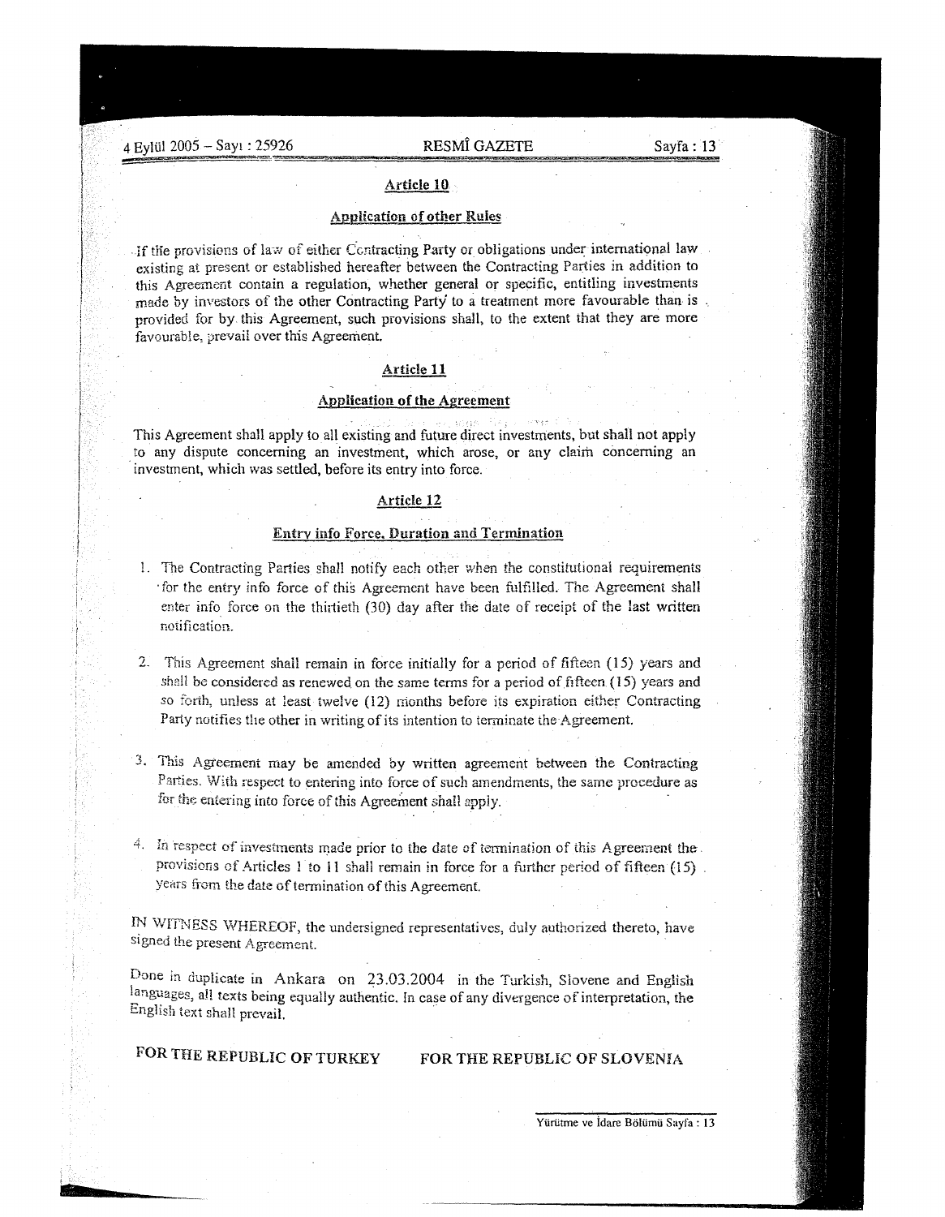## Article 10

### Application of other Rules

If the provisions of law of either Contracting Party or obligations under international law existing at present or established hereafter between the Contracting Parties in addition to this Agreement contain a regulation, whether general or specific, entitling investments made by investors of the other Contracting Party to a treatment more favourable than is provided for by this Agreement, such provisions shall, to the extent that they are more favourable, prevail over this Agreement.

## Article 11

### Application of the Agreement

This Agreement shall apply to all existing and future direct investments, but shall not apply to any dispute concerning an investment, which arose, or any claim concerning an investment, which was settled, before its entry into force.

## Article 12

### Entry info Force, Duration and Termination

1. The Contracting Parties shall notify each other when the constitutional requirements for the entry info force of this Agreement have been fulfilled. The Agreement shall enter info force on the thirtieth (30) day after the date of receipt of the last written notification.

2. This Agreement shall remain in force initially for a period of fifteen (15) years and shall be considered as renewed on the same terms for a period of fifteen (15) years and so forth, unless at least twelve (12) months before its expiration either Contracting Party notifies the other in writing of its intention to terminate the Agreement.

3. This Agreement may be amended by written agreement between the Contracting Parties. With respect to entering into force of such amendments, the same procedure as for the entering into force of this Agreement shall apply.

4. In respect of investments made prior to the date of termination of this Agreement the provisions of Articles 1 to 11 shall remain in force for a further period of fifteen (15) years from the date of termination of this Agreement.

IN WITNESS WHEREOF, the undersigned representatives, duly authorized thereto, have signed the present Agreement.

Done in duplicate in Ankara on 23.03.2004 in the Turkish, Slovene and English languages, all texts being equally authentic. In case of any divergence of interpretation, the English text shall prevail.

**FOR THE REPUBLIC OF TURKEY** &nbsp;&nbsp;&nbsp;&nbsp; **FOR THE REPUBLIC OF SLOVENIA**